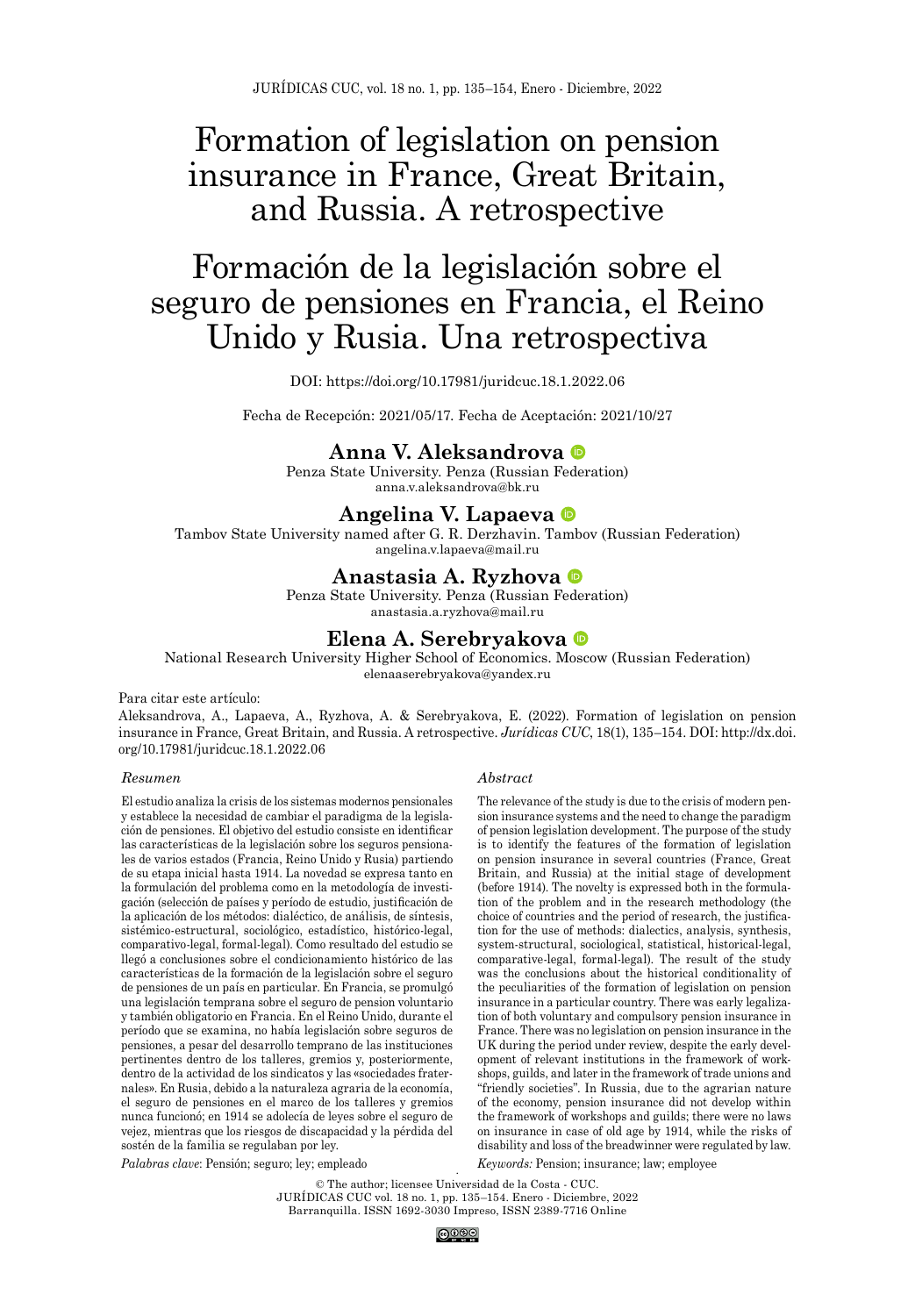# Formation of legislation on pension insurance in France, Great Britain, and Russia. A retrospective

# Formación de la legislación sobre el seguro de pensiones en Francia, el Reino Unido y Rusia. Una retrospectiva

DOI: https://doi.org/10.17981/juridcuc.18.1.2022.06

Fecha de Recepción: 2021/05/17. Fecha de Aceptación: 2021/10/27

**Anna V. Aleksandrova**
Penza State University. Penza (Russian Federation)
anna.v.aleksandrova@bk.ru

**Angelina V. Lapaeva**
Tambov State University named after G. R. Derzhavin. Tambov (Russian Federation)
angelina.v.lapaeva@mail.ru

**Anastasia A. Ryzhova**
Penza State University. Penza (Russian Federation)
anastasia.a.ryzhova@mail.ru

**Elena A. Serebryakova**
National Research University Higher School of Economics. Moscow (Russian Federation)
elenaaserebryakova@yandex.ru

Para citar este artículo:

Aleksandrova, A., Lapaeva, A., Ryzhova, A. & Serebryakova, E. (2022). Formation of legislation on pension insurance in France, Great Britain, and Russia. A retrospective. *Jurídicas CUC*, 18(1), 135–154. DOI: http://dx.doi.org/10.17981/juridcuc.18.1.2022.06

*Resumen*

El estudio analiza la crisis de los sistemas modernos pensionales y establece la necesidad de cambiar el paradigma de la legislación de pensiones. El objetivo del estudio consiste en identificar las características de la legislación sobre los seguros pensionales de varios estados (Francia, Reino Unido y Rusia) partiendo de su etapa inicial hasta 1914. La novedad se expresa tanto en la formulación del problema como en la metodología de investigación (selección de países y período de estudio, justificación de la aplicación de los métodos: dialéctico, de análisis, de síntesis, sistémico-estructural, sociológico, estadístico, histórico-legal, comparativo-legal, formal-legal). Como resultado del estudio se llegó a conclusiones sobre el condicionamiento histórico de las características de la formación de la legislación sobre el seguro de pensiones de un país en particular. En Francia, se promulgó una legislación temprana sobre el seguro de pension voluntario y también obligatorio en Francia. En el Reino Unido, durante el período que se examina, no había legislación sobre seguros de pensiones, a pesar del desarrollo temprano de las instituciones pertinentes dentro de los talleres, gremios y, posteriormente, dentro de la actividad de los sindicatos y las «sociedades fraternales». En Rusia, debido a la naturaleza agraria de la economía, el seguro de pensiones en el marco de los talleres y gremios nunca funcionó; en 1914 se adolecía de leyes sobre el seguro de vejez, mientras que los riesgos de discapacidad y la pérdida del sostén de la familia se regulaban por ley.

*Palabras clave*: Pensión; seguro; ley; empleado

*Abstract*

The relevance of the study is due to the crisis of modern pension insurance systems and the need to change the paradigm of pension legislation development. The purpose of the study is to identify the features of the formation of legislation on pension insurance in several countries (France, Great Britain, and Russia) at the initial stage of development (before 1914). The novelty is expressed both in the formulation of the problem and in the research methodology (the choice of countries and the period of research, the justification for the use of methods: dialectics, analysis, synthesis, system-structural, sociological, statistical, historical-legal, comparative-legal, formal-legal). The result of the study was the conclusions about the historical conditionality of the peculiarities of the formation of legislation on pension insurance in a particular country. There was early legalization of both voluntary and compulsory pension insurance in France. There was no legislation on pension insurance in the UK during the period under review, despite the early development of relevant institutions in the framework of workshops, guilds, and later in the framework of trade unions and "friendly societies". In Russia, due to the agrarian nature of the economy, pension insurance did not develop within the framework of workshops and guilds; there were no laws on insurance in case of old age by 1914, while the risks of disability and loss of the breadwinner were regulated by law.

*Keywords:* Pension; insurance; law; employee

© The author; licensee Universidad de la Costa - CUC.
JURÍDICAS CUC vol. 18 no. 1, pp. 135–154. Enero - Diciembre, 2022
Barranquilla. ISSN 1692-3030 Impreso, ISSN 2389-7716 Online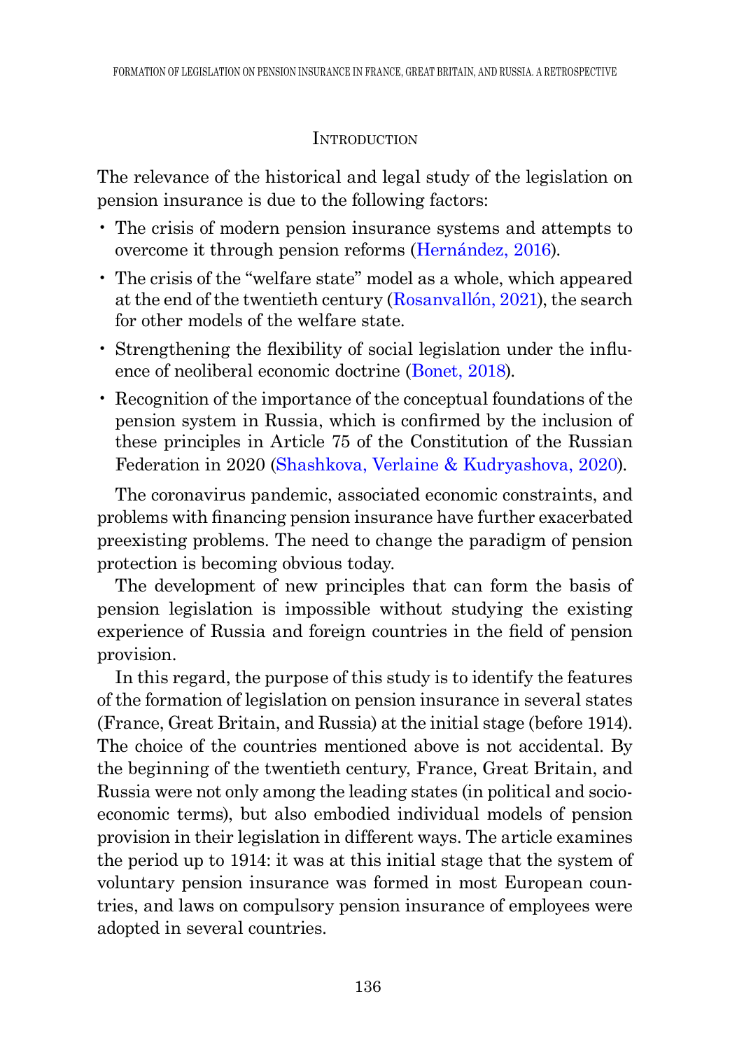## Introduction

The relevance of the historical and legal study of the legislation on pension insurance is due to the following factors:

- The crisis of modern pension insurance systems and attempts to overcome it through pension reforms (Hernández, 2016).
- The crisis of the "welfare state" model as a whole, which appeared at the end of the twentieth century (Rosanvallón, 2021), the search for other models of the welfare state.
- Strengthening the flexibility of social legislation under the influence of neoliberal economic doctrine (Bonet, 2018).
- Recognition of the importance of the conceptual foundations of the pension system in Russia, which is confirmed by the inclusion of these principles in Article 75 of the Constitution of the Russian Federation in 2020 (Shashkova, Verlaine & Kudryashova, 2020).

The coronavirus pandemic, associated economic constraints, and problems with financing pension insurance have further exacerbated preexisting problems. The need to change the paradigm of pension protection is becoming obvious today.

The development of new principles that can form the basis of pension legislation is impossible without studying the existing experience of Russia and foreign countries in the field of pension provision.

In this regard, the purpose of this study is to identify the features of the formation of legislation on pension insurance in several states (France, Great Britain, and Russia) at the initial stage (before 1914). The choice of the countries mentioned above is not accidental. By the beginning of the twentieth century, France, Great Britain, and Russia were not only among the leading states (in political and socioeconomic terms), but also embodied individual models of pension provision in their legislation in different ways. The article examines the period up to 1914: it was at this initial stage that the system of voluntary pension insurance was formed in most European countries, and laws on compulsory pension insurance of employees were adopted in several countries.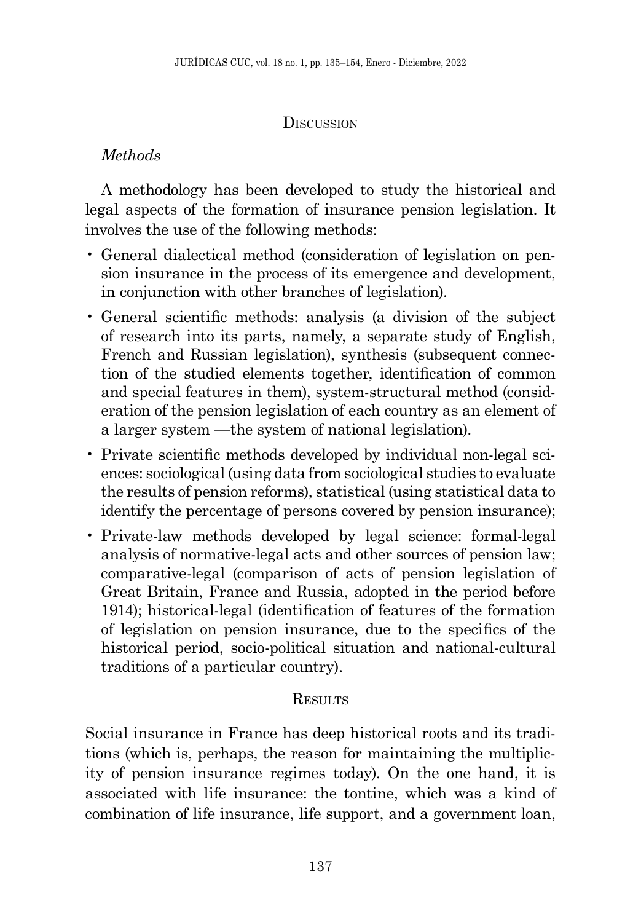## Discussion

### *Methods*

A methodology has been developed to study the historical and legal aspects of the formation of insurance pension legislation. It involves the use of the following methods:

- General dialectical method (consideration of legislation on pension insurance in the process of its emergence and development, in conjunction with other branches of legislation).
- General scientific methods: analysis (a division of the subject of research into its parts, namely, a separate study of English, French and Russian legislation), synthesis (subsequent connection of the studied elements together, identification of common and special features in them), system-structural method (consideration of the pension legislation of each country as an element of a larger system —the system of national legislation).
- Private scientific methods developed by individual non-legal sciences: sociological (using data from sociological studies to evaluate the results of pension reforms), statistical (using statistical data to identify the percentage of persons covered by pension insurance);
- Private-law methods developed by legal science: formal-legal analysis of normative-legal acts and other sources of pension law; comparative-legal (comparison of acts of pension legislation of Great Britain, France and Russia, adopted in the period before 1914); historical-legal (identification of features of the formation of legislation on pension insurance, due to the specifics of the historical period, socio-political situation and national-cultural traditions of a particular country).

## Results

Social insurance in France has deep historical roots and its traditions (which is, perhaps, the reason for maintaining the multiplicity of pension insurance regimes today). On the one hand, it is associated with life insurance: the tontine, which was a kind of combination of life insurance, life support, and a government loan,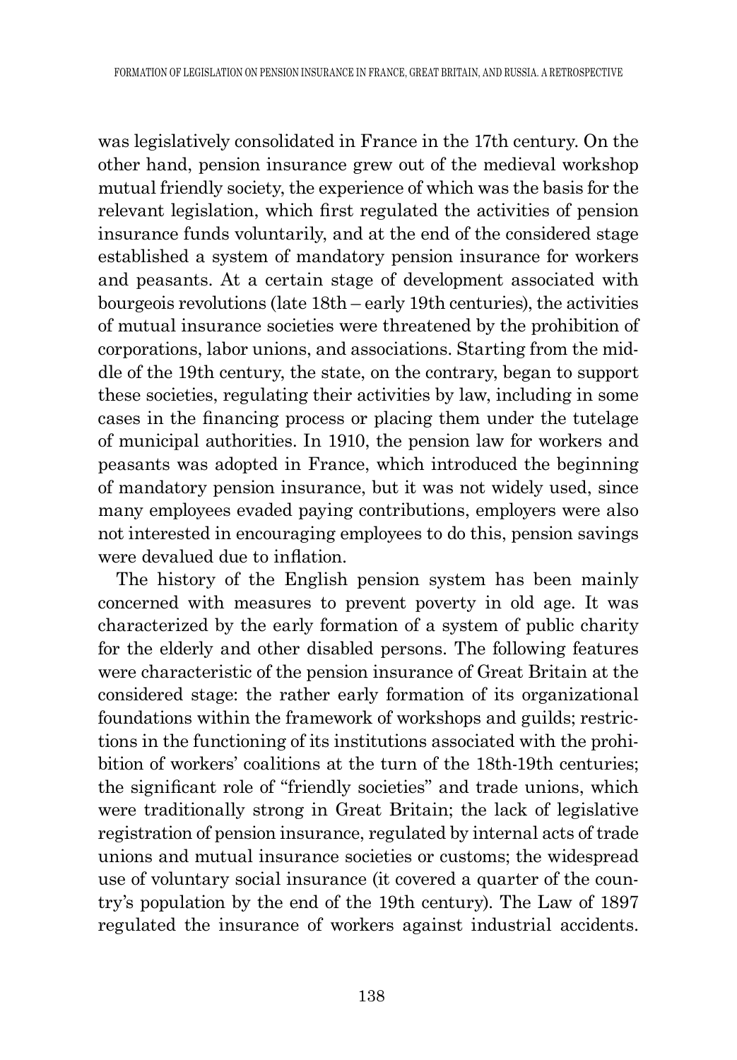was legislatively consolidated in France in the 17th century. On the other hand, pension insurance grew out of the medieval workshop mutual friendly society, the experience of which was the basis for the relevant legislation, which first regulated the activities of pension insurance funds voluntarily, and at the end of the considered stage established a system of mandatory pension insurance for workers and peasants. At a certain stage of development associated with bourgeois revolutions (late 18th – early 19th centuries), the activities of mutual insurance societies were threatened by the prohibition of corporations, labor unions, and associations. Starting from the middle of the 19th century, the state, on the contrary, began to support these societies, regulating their activities by law, including in some cases in the financing process or placing them under the tutelage of municipal authorities. In 1910, the pension law for workers and peasants was adopted in France, which introduced the beginning of mandatory pension insurance, but it was not widely used, since many employees evaded paying contributions, employers were also not interested in encouraging employees to do this, pension savings were devalued due to inflation.

The history of the English pension system has been mainly concerned with measures to prevent poverty in old age. It was characterized by the early formation of a system of public charity for the elderly and other disabled persons. The following features were characteristic of the pension insurance of Great Britain at the considered stage: the rather early formation of its organizational foundations within the framework of workshops and guilds; restrictions in the functioning of its institutions associated with the prohibition of workers' coalitions at the turn of the 18th-19th centuries; the significant role of "friendly societies" and trade unions, which were traditionally strong in Great Britain; the lack of legislative registration of pension insurance, regulated by internal acts of trade unions and mutual insurance societies or customs; the widespread use of voluntary social insurance (it covered a quarter of the country's population by the end of the 19th century). The Law of 1897 regulated the insurance of workers against industrial accidents.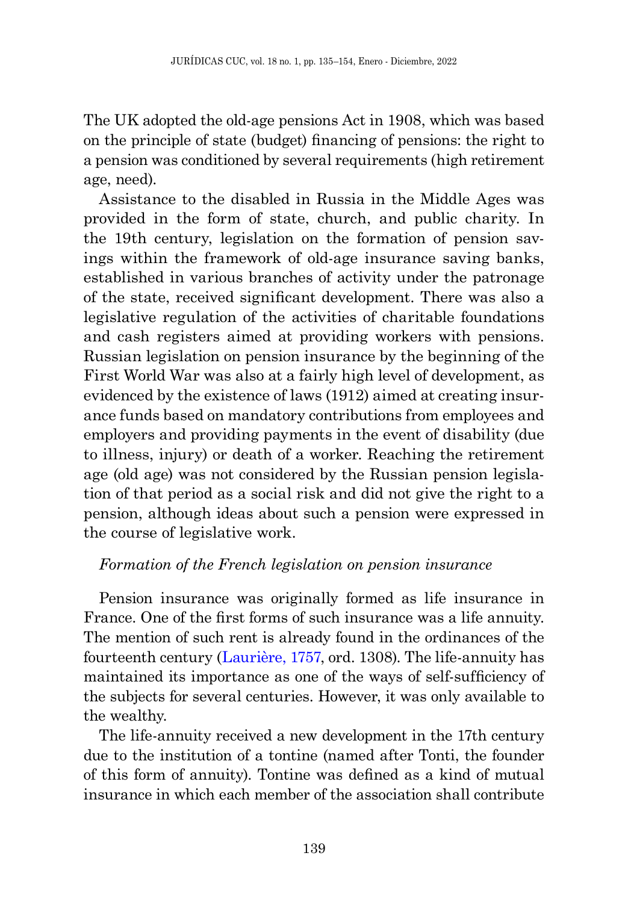The UK adopted the old-age pensions Act in 1908, which was based on the principle of state (budget) financing of pensions: the right to a pension was conditioned by several requirements (high retirement age, need).

Assistance to the disabled in Russia in the Middle Ages was provided in the form of state, church, and public charity. In the 19th century, legislation on the formation of pension savings within the framework of old-age insurance saving banks, established in various branches of activity under the patronage of the state, received significant development. There was also a legislative regulation of the activities of charitable foundations and cash registers aimed at providing workers with pensions. Russian legislation on pension insurance by the beginning of the First World War was also at a fairly high level of development, as evidenced by the existence of laws (1912) aimed at creating insurance funds based on mandatory contributions from employees and employers and providing payments in the event of disability (due to illness, injury) or death of a worker. Reaching the retirement age (old age) was not considered by the Russian pension legislation of that period as a social risk and did not give the right to a pension, although ideas about such a pension were expressed in the course of legislative work.

*Formation of the French legislation on pension insurance*

Pension insurance was originally formed as life insurance in France. One of the first forms of such insurance was a life annuity. The mention of such rent is already found in the ordinances of the fourteenth century (Laurière, 1757, ord. 1308). The life-annuity has maintained its importance as one of the ways of self-sufficiency of the subjects for several centuries. However, it was only available to the wealthy.

The life-annuity received a new development in the 17th century due to the institution of a tontine (named after Tonti, the founder of this form of annuity). Tontine was defined as a kind of mutual insurance in which each member of the association shall contribute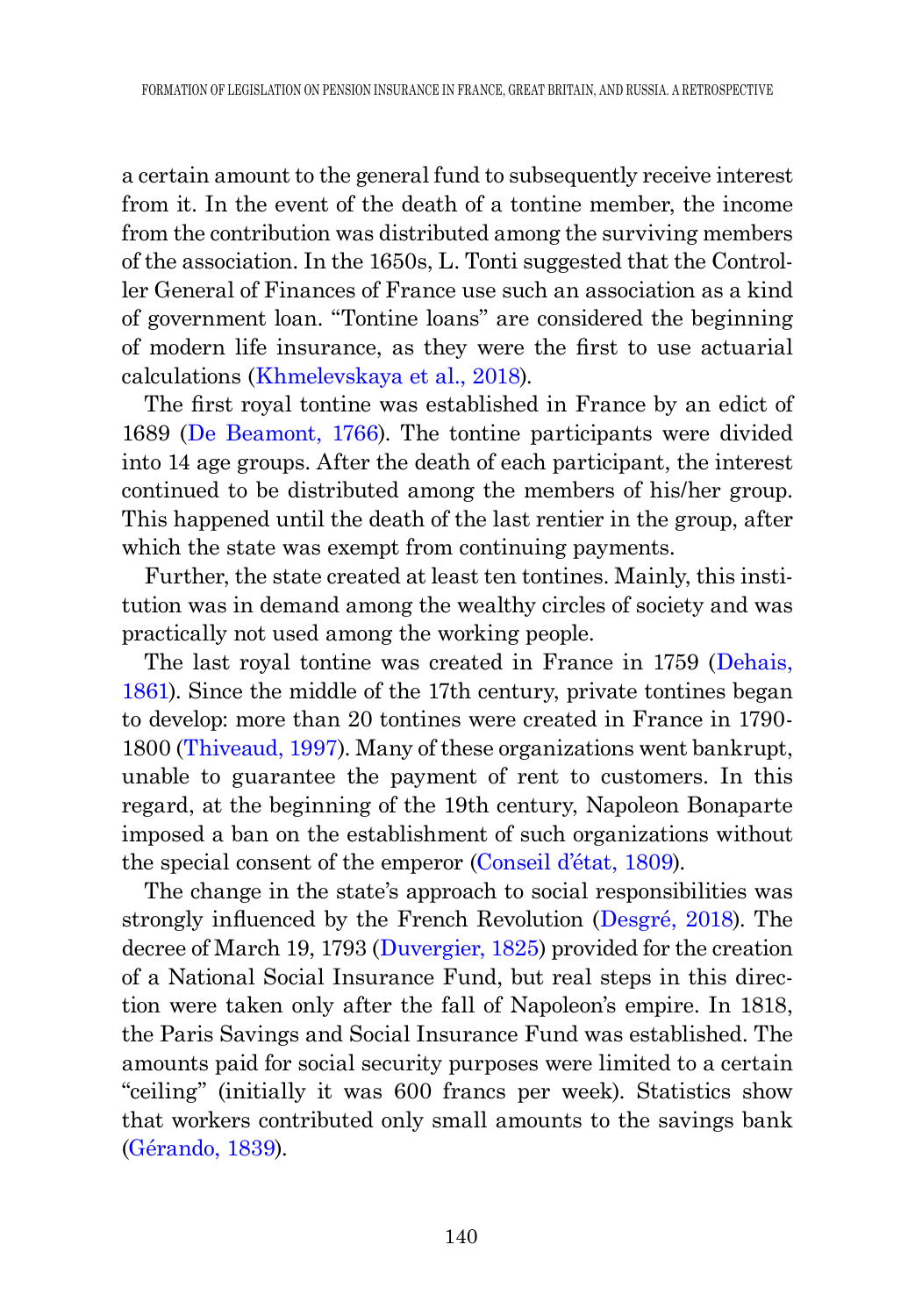a certain amount to the general fund to subsequently receive interest from it. In the event of the death of a tontine member, the income from the contribution was distributed among the surviving members of the association. In the 1650s, L. Tonti suggested that the Controller General of Finances of France use such an association as a kind of government loan. "Tontine loans" are considered the beginning of modern life insurance, as they were the first to use actuarial calculations (Khmelevskaya et al., 2018).

The first royal tontine was established in France by an edict of 1689 (De Beamont, 1766). The tontine participants were divided into 14 age groups. After the death of each participant, the interest continued to be distributed among the members of his/her group. This happened until the death of the last rentier in the group, after which the state was exempt from continuing payments.

Further, the state created at least ten tontines. Mainly, this institution was in demand among the wealthy circles of society and was practically not used among the working people.

The last royal tontine was created in France in 1759 (Dehais, 1861). Since the middle of the 17th century, private tontines began to develop: more than 20 tontines were created in France in 1790-1800 (Thiveaud, 1997). Many of these organizations went bankrupt, unable to guarantee the payment of rent to customers. In this regard, at the beginning of the 19th century, Napoleon Bonaparte imposed a ban on the establishment of such organizations without the special consent of the emperor (Conseil d'état, 1809).

The change in the state's approach to social responsibilities was strongly influenced by the French Revolution (Desgré, 2018). The decree of March 19, 1793 (Duvergier, 1825) provided for the creation of a National Social Insurance Fund, but real steps in this direction were taken only after the fall of Napoleon's empire. In 1818, the Paris Savings and Social Insurance Fund was established. The amounts paid for social security purposes were limited to a certain "ceiling" (initially it was 600 francs per week). Statistics show that workers contributed only small amounts to the savings bank (Gérando, 1839).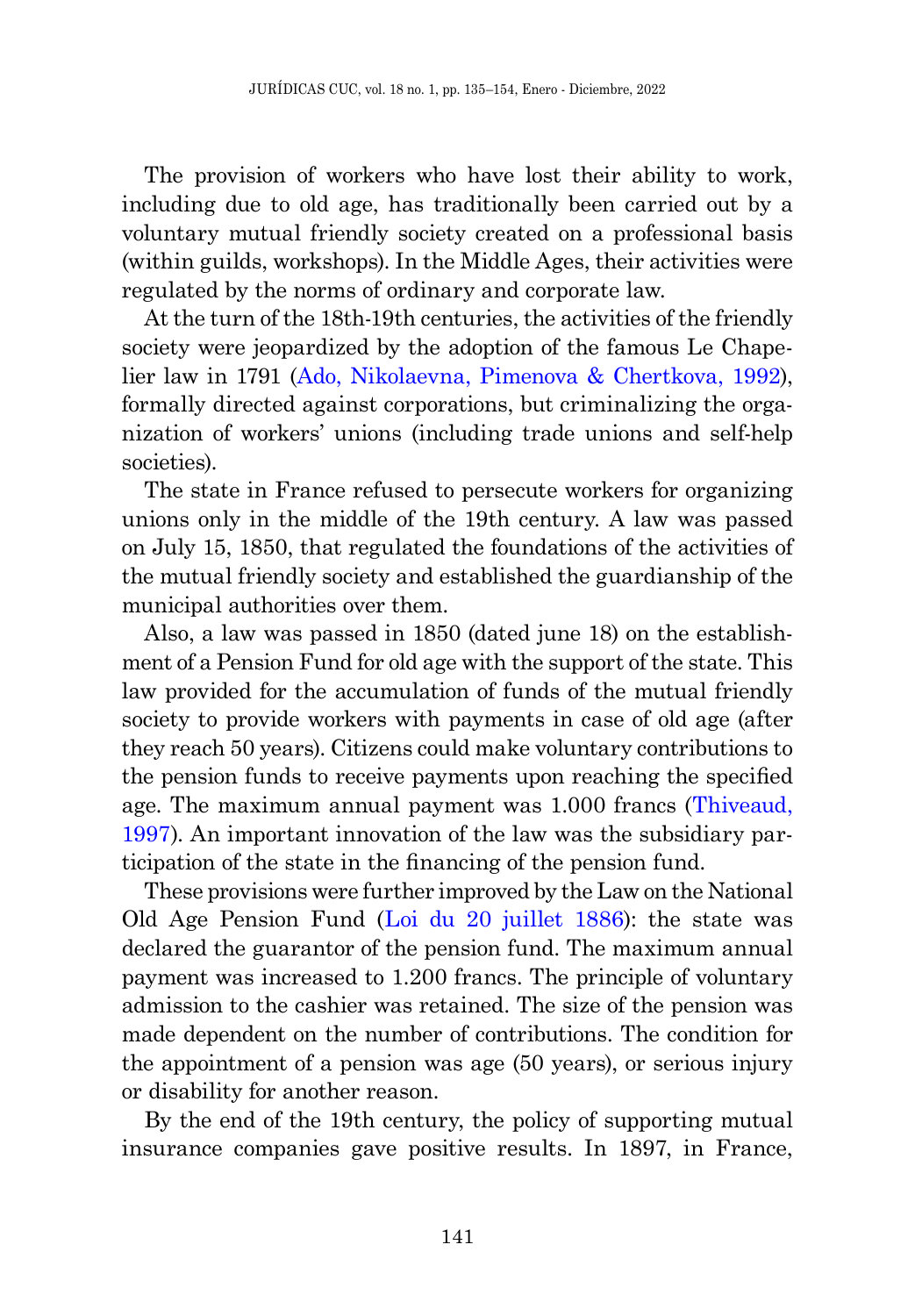The provision of workers who have lost their ability to work, including due to old age, has traditionally been carried out by a voluntary mutual friendly society created on a professional basis (within guilds, workshops). In the Middle Ages, their activities were regulated by the norms of ordinary and corporate law.

At the turn of the 18th-19th centuries, the activities of the friendly society were jeopardized by the adoption of the famous Le Chapelier law in 1791 (Ado, Nikolaevna, Pimenova & Chertkova, 1992), formally directed against corporations, but criminalizing the organization of workers' unions (including trade unions and self-help societies).

The state in France refused to persecute workers for organizing unions only in the middle of the 19th century. A law was passed on July 15, 1850, that regulated the foundations of the activities of the mutual friendly society and established the guardianship of the municipal authorities over them.

Also, a law was passed in 1850 (dated june 18) on the establishment of a Pension Fund for old age with the support of the state. This law provided for the accumulation of funds of the mutual friendly society to provide workers with payments in case of old age (after they reach 50 years). Citizens could make voluntary contributions to the pension funds to receive payments upon reaching the specified age. The maximum annual payment was 1.000 francs (Thiveaud, 1997). An important innovation of the law was the subsidiary participation of the state in the financing of the pension fund.

These provisions were further improved by the Law on the National Old Age Pension Fund (Loi du 20 juillet 1886): the state was declared the guarantor of the pension fund. The maximum annual payment was increased to 1.200 francs. The principle of voluntary admission to the cashier was retained. The size of the pension was made dependent on the number of contributions. The condition for the appointment of a pension was age (50 years), or serious injury or disability for another reason.

By the end of the 19th century, the policy of supporting mutual insurance companies gave positive results. In 1897, in France,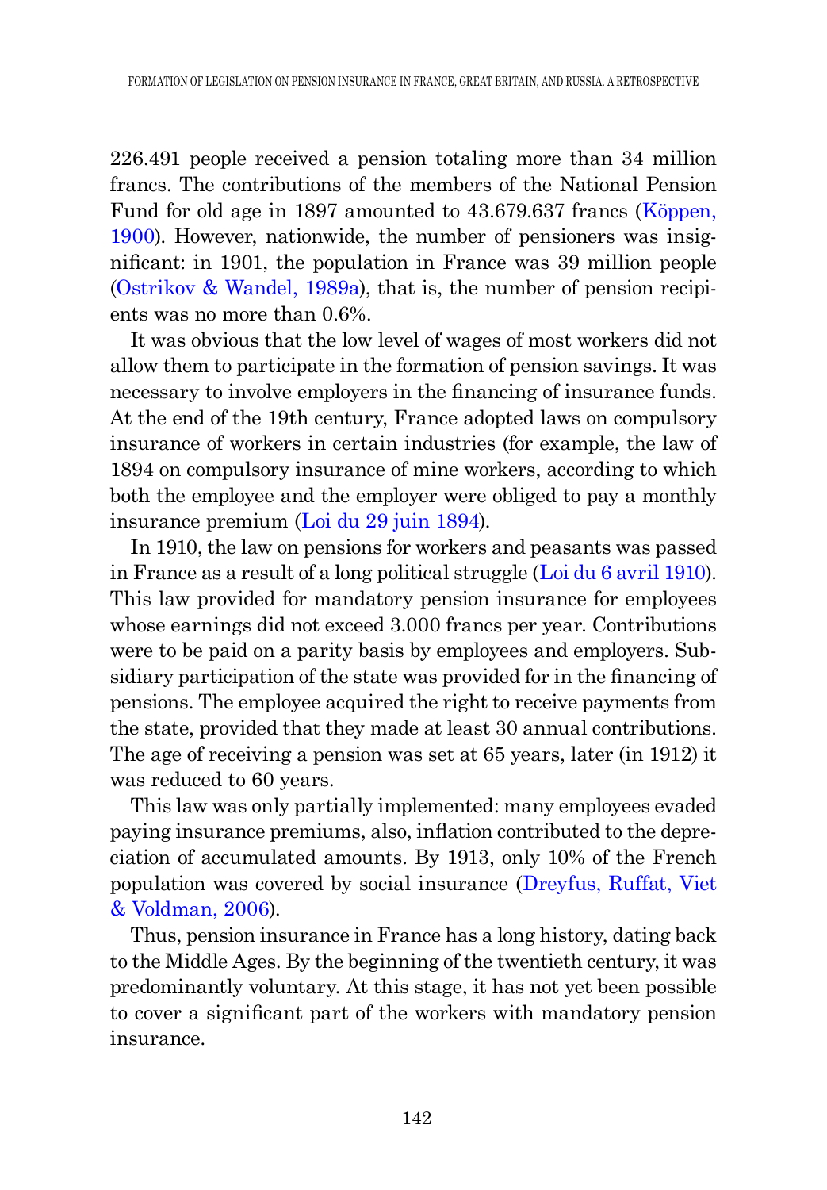226.491 people received a pension totaling more than 34 million francs. The contributions of the members of the National Pension Fund for old age in 1897 amounted to 43.679.637 francs (Köppen, 1900). However, nationwide, the number of pensioners was insignificant: in 1901, the population in France was 39 million people (Ostrikov & Wandel, 1989a), that is, the number of pension recipients was no more than 0.6%.

It was obvious that the low level of wages of most workers did not allow them to participate in the formation of pension savings. It was necessary to involve employers in the financing of insurance funds. At the end of the 19th century, France adopted laws on compulsory insurance of workers in certain industries (for example, the law of 1894 on compulsory insurance of mine workers, according to which both the employee and the employer were obliged to pay a monthly insurance premium (Loi du 29 juin 1894).

In 1910, the law on pensions for workers and peasants was passed in France as a result of a long political struggle (Loi du 6 avril 1910). This law provided for mandatory pension insurance for employees whose earnings did not exceed 3.000 francs per year. Contributions were to be paid on a parity basis by employees and employers. Subsidiary participation of the state was provided for in the financing of pensions. The employee acquired the right to receive payments from the state, provided that they made at least 30 annual contributions. The age of receiving a pension was set at 65 years, later (in 1912) it was reduced to 60 years.

This law was only partially implemented: many employees evaded paying insurance premiums, also, inflation contributed to the depreciation of accumulated amounts. By 1913, only 10% of the French population was covered by social insurance (Dreyfus, Ruffat, Viet & Voldman, 2006).

Thus, pension insurance in France has a long history, dating back to the Middle Ages. By the beginning of the twentieth century, it was predominantly voluntary. At this stage, it has not yet been possible to cover a significant part of the workers with mandatory pension insurance.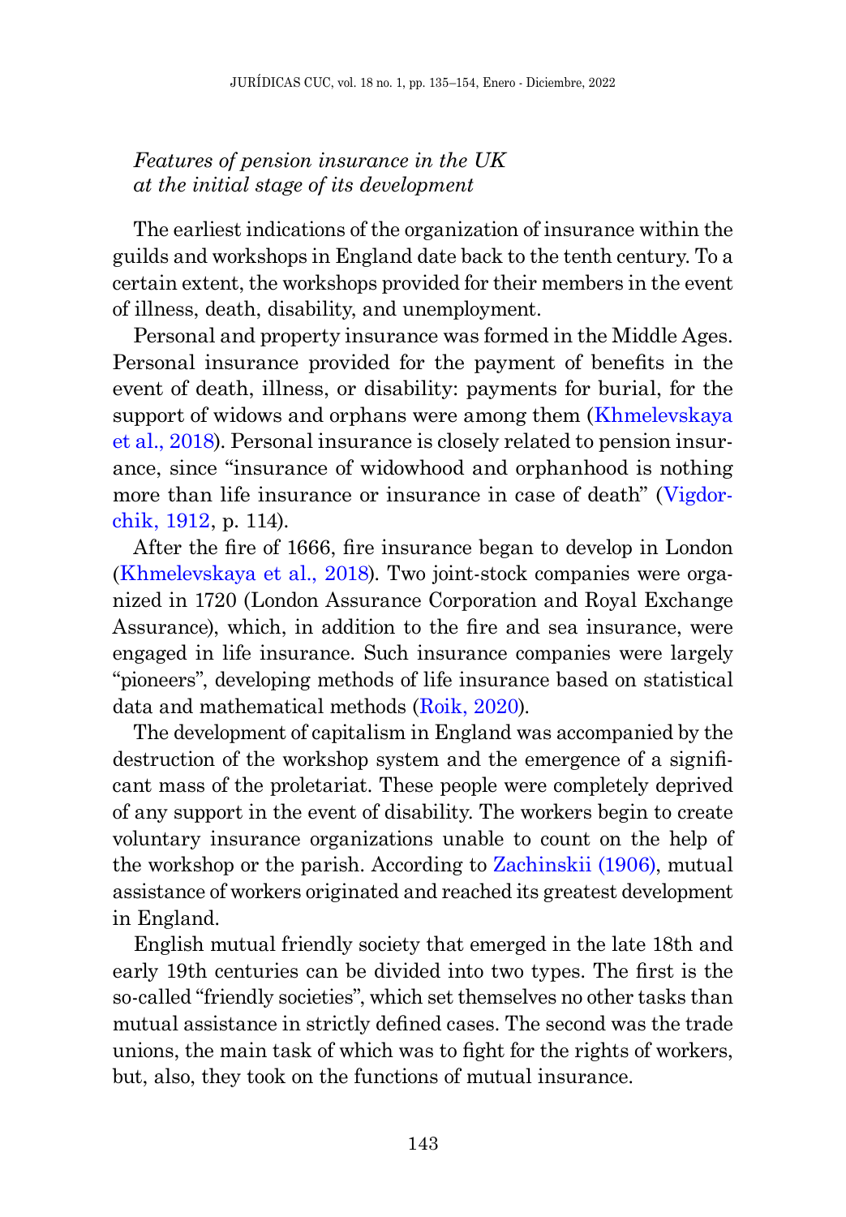*Features of pension insurance in the UK at the initial stage of its development*

The earliest indications of the organization of insurance within the guilds and workshops in England date back to the tenth century. To a certain extent, the workshops provided for their members in the event of illness, death, disability, and unemployment.

Personal and property insurance was formed in the Middle Ages. Personal insurance provided for the payment of benefits in the event of death, illness, or disability: payments for burial, for the support of widows and orphans were among them (Khmelevskaya et al., 2018). Personal insurance is closely related to pension insurance, since "insurance of widowhood and orphanhood is nothing more than life insurance or insurance in case of death" (Vigdorchik, 1912, p. 114).

After the fire of 1666, fire insurance began to develop in London (Khmelevskaya et al., 2018). Two joint-stock companies were organized in 1720 (London Assurance Corporation and Royal Exchange Assurance), which, in addition to the fire and sea insurance, were engaged in life insurance. Such insurance companies were largely "pioneers", developing methods of life insurance based on statistical data and mathematical methods (Roik, 2020).

The development of capitalism in England was accompanied by the destruction of the workshop system and the emergence of a significant mass of the proletariat. These people were completely deprived of any support in the event of disability. The workers begin to create voluntary insurance organizations unable to count on the help of the workshop or the parish. According to Zachinskii (1906), mutual assistance of workers originated and reached its greatest development in England.

English mutual friendly society that emerged in the late 18th and early 19th centuries can be divided into two types. The first is the so-called "friendly societies", which set themselves no other tasks than mutual assistance in strictly defined cases. The second was the trade unions, the main task of which was to fight for the rights of workers, but, also, they took on the functions of mutual insurance.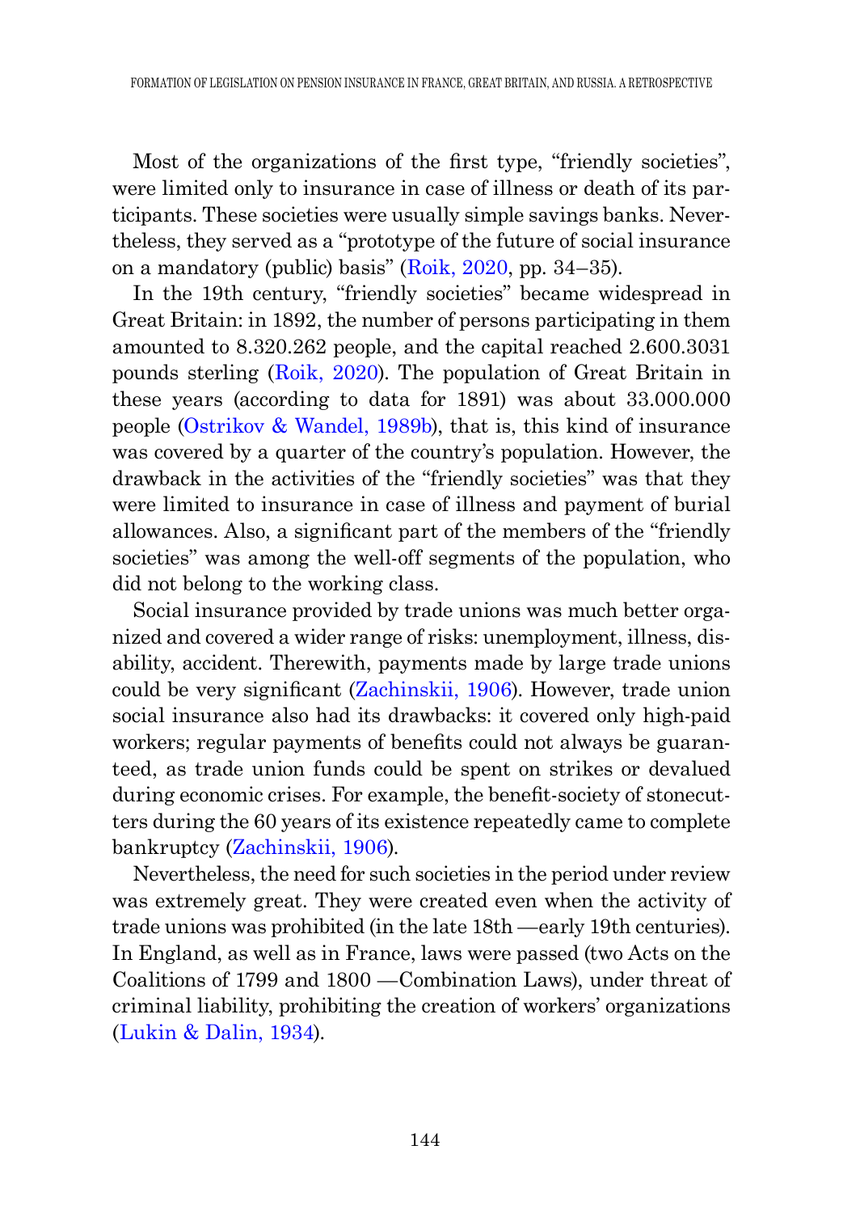Most of the organizations of the first type, "friendly societies", were limited only to insurance in case of illness or death of its participants. These societies were usually simple savings banks. Nevertheless, they served as a "prototype of the future of social insurance on a mandatory (public) basis" (Roik, 2020, pp. 34–35).

In the 19th century, "friendly societies" became widespread in Great Britain: in 1892, the number of persons participating in them amounted to 8.320.262 people, and the capital reached 2.600.3031 pounds sterling (Roik, 2020). The population of Great Britain in these years (according to data for 1891) was about 33.000.000 people (Ostrikov & Wandel, 1989b), that is, this kind of insurance was covered by a quarter of the country's population. However, the drawback in the activities of the "friendly societies" was that they were limited to insurance in case of illness and payment of burial allowances. Also, a significant part of the members of the "friendly societies" was among the well-off segments of the population, who did not belong to the working class.

Social insurance provided by trade unions was much better organized and covered a wider range of risks: unemployment, illness, disability, accident. Therewith, payments made by large trade unions could be very significant (Zachinskii, 1906). However, trade union social insurance also had its drawbacks: it covered only high-paid workers; regular payments of benefits could not always be guaranteed, as trade union funds could be spent on strikes or devalued during economic crises. For example, the benefit-society of stonecutters during the 60 years of its existence repeatedly came to complete bankruptcy (Zachinskii, 1906).

Nevertheless, the need for such societies in the period under review was extremely great. They were created even when the activity of trade unions was prohibited (in the late 18th —early 19th centuries). In England, as well as in France, laws were passed (two Acts on the Coalitions of 1799 and 1800 —Combination Laws), under threat of criminal liability, prohibiting the creation of workers' organizations (Lukin & Dalin, 1934).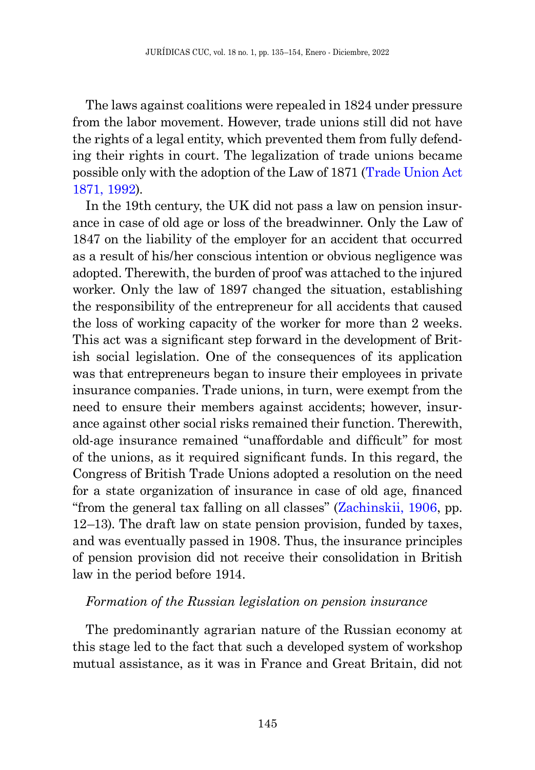The laws against coalitions were repealed in 1824 under pressure from the labor movement. However, trade unions still did not have the rights of a legal entity, which prevented them from fully defending their rights in court. The legalization of trade unions became possible only with the adoption of the Law of 1871 (Trade Union Act 1871, 1992).

In the 19th century, the UK did not pass a law on pension insurance in case of old age or loss of the breadwinner. Only the Law of 1847 on the liability of the employer for an accident that occurred as a result of his/her conscious intention or obvious negligence was adopted. Therewith, the burden of proof was attached to the injured worker. Only the law of 1897 changed the situation, establishing the responsibility of the entrepreneur for all accidents that caused the loss of working capacity of the worker for more than 2 weeks. This act was a significant step forward in the development of British social legislation. One of the consequences of its application was that entrepreneurs began to insure their employees in private insurance companies. Trade unions, in turn, were exempt from the need to ensure their members against accidents; however, insurance against other social risks remained their function. Therewith, old-age insurance remained "unaffordable and difficult" for most of the unions, as it required significant funds. In this regard, the Congress of British Trade Unions adopted a resolution on the need for a state organization of insurance in case of old age, financed "from the general tax falling on all classes" (Zachinskii, 1906, pp. 12–13). The draft law on state pension provision, funded by taxes, and was eventually passed in 1908. Thus, the insurance principles of pension provision did not receive their consolidation in British law in the period before 1914.

### *Formation of the Russian legislation on pension insurance*

The predominantly agrarian nature of the Russian economy at this stage led to the fact that such a developed system of workshop mutual assistance, as it was in France and Great Britain, did not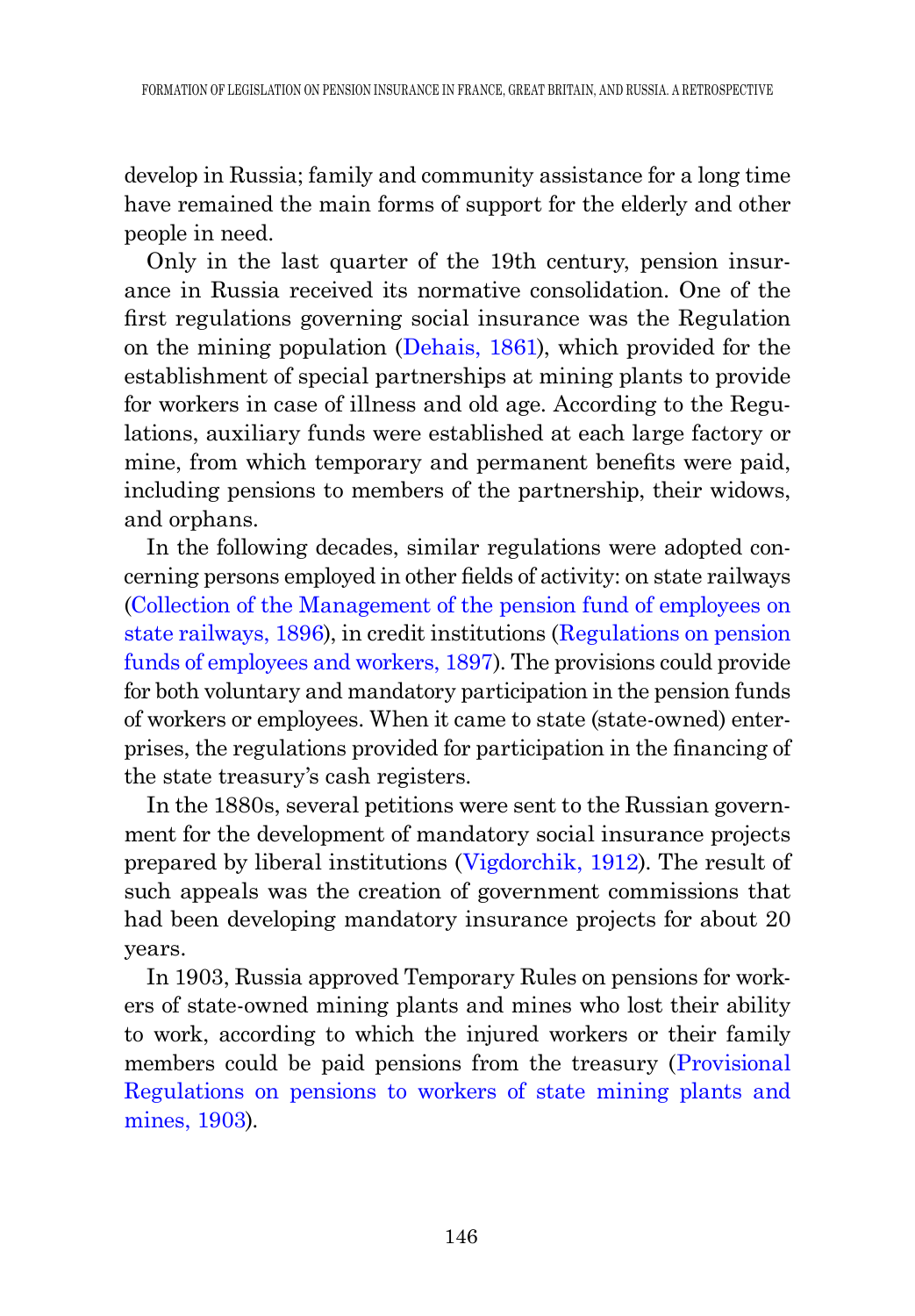develop in Russia; family and community assistance for a long time have remained the main forms of support for the elderly and other people in need.

Only in the last quarter of the 19th century, pension insurance in Russia received its normative consolidation. One of the first regulations governing social insurance was the Regulation on the mining population (Dehais, 1861), which provided for the establishment of special partnerships at mining plants to provide for workers in case of illness and old age. According to the Regulations, auxiliary funds were established at each large factory or mine, from which temporary and permanent benefits were paid, including pensions to members of the partnership, their widows, and orphans.

In the following decades, similar regulations were adopted concerning persons employed in other fields of activity: on state railways (Collection of the Management of the pension fund of employees on state railways, 1896), in credit institutions (Regulations on pension funds of employees and workers, 1897). The provisions could provide for both voluntary and mandatory participation in the pension funds of workers or employees. When it came to state (state-owned) enterprises, the regulations provided for participation in the financing of the state treasury's cash registers.

In the 1880s, several petitions were sent to the Russian government for the development of mandatory social insurance projects prepared by liberal institutions (Vigdorchik, 1912). The result of such appeals was the creation of government commissions that had been developing mandatory insurance projects for about 20 years.

In 1903, Russia approved Temporary Rules on pensions for workers of state-owned mining plants and mines who lost their ability to work, according to which the injured workers or their family members could be paid pensions from the treasury (Provisional Regulations on pensions to workers of state mining plants and mines, 1903).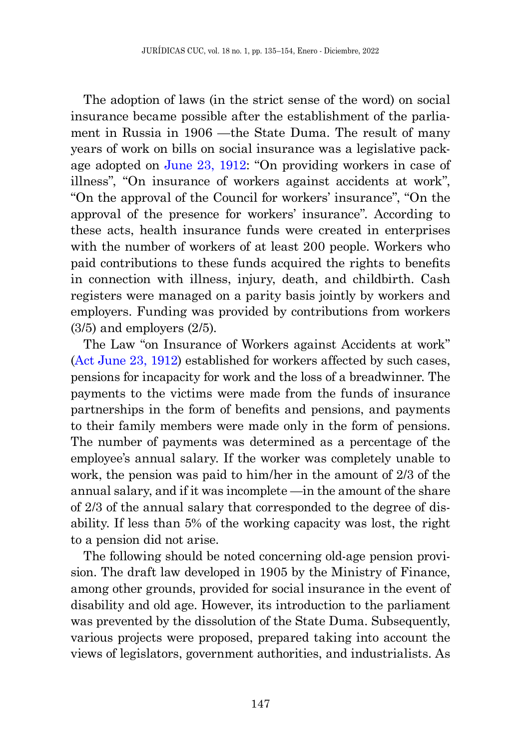The adoption of laws (in the strict sense of the word) on social insurance became possible after the establishment of the parliament in Russia in 1906 —the State Duma. The result of many years of work on bills on social insurance was a legislative package adopted on June 23, 1912: "On providing workers in case of illness", "On insurance of workers against accidents at work", "On the approval of the Council for workers' insurance", "On the approval of the presence for workers' insurance". According to these acts, health insurance funds were created in enterprises with the number of workers of at least 200 people. Workers who paid contributions to these funds acquired the rights to benefits in connection with illness, injury, death, and childbirth. Cash registers were managed on a parity basis jointly by workers and employers. Funding was provided by contributions from workers (3/5) and employers (2/5).

The Law "on Insurance of Workers against Accidents at work" (Act June 23, 1912) established for workers affected by such cases, pensions for incapacity for work and the loss of a breadwinner. The payments to the victims were made from the funds of insurance partnerships in the form of benefits and pensions, and payments to their family members were made only in the form of pensions. The number of payments was determined as a percentage of the employee's annual salary. If the worker was completely unable to work, the pension was paid to him/her in the amount of 2/3 of the annual salary, and if it was incomplete —in the amount of the share of 2/3 of the annual salary that corresponded to the degree of disability. If less than 5% of the working capacity was lost, the right to a pension did not arise.

The following should be noted concerning old-age pension provision. The draft law developed in 1905 by the Ministry of Finance, among other grounds, provided for social insurance in the event of disability and old age. However, its introduction to the parliament was prevented by the dissolution of the State Duma. Subsequently, various projects were proposed, prepared taking into account the views of legislators, government authorities, and industrialists. As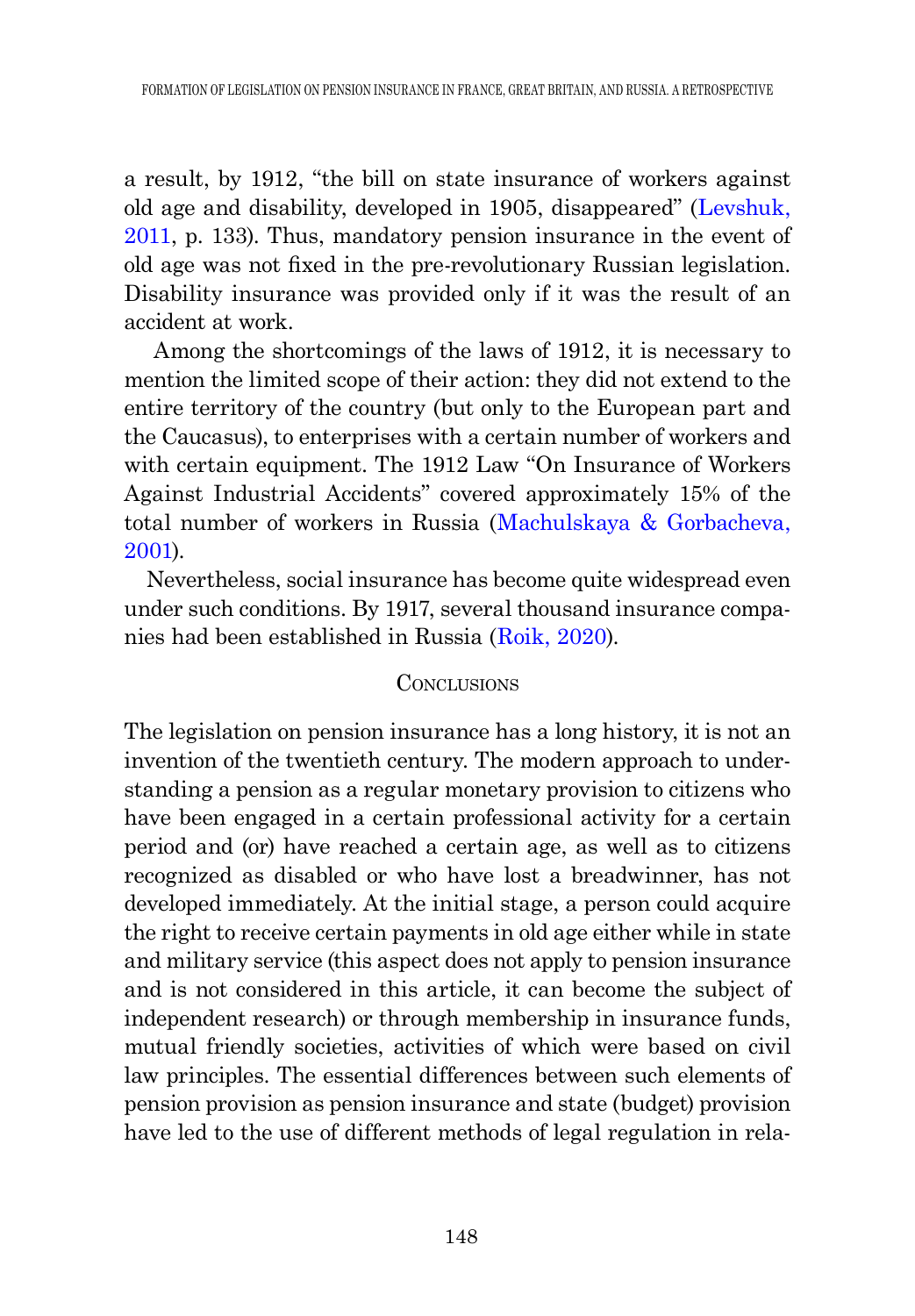a result, by 1912, "the bill on state insurance of workers against old age and disability, developed in 1905, disappeared" (Levshuk, 2011, p. 133). Thus, mandatory pension insurance in the event of old age was not fixed in the pre-revolutionary Russian legislation. Disability insurance was provided only if it was the result of an accident at work.

Among the shortcomings of the laws of 1912, it is necessary to mention the limited scope of their action: they did not extend to the entire territory of the country (but only to the European part and the Caucasus), to enterprises with a certain number of workers and with certain equipment. The 1912 Law "On Insurance of Workers Against Industrial Accidents" covered approximately 15% of the total number of workers in Russia (Machulskaya & Gorbacheva, 2001).

Nevertheless, social insurance has become quite widespread even under such conditions. By 1917, several thousand insurance companies had been established in Russia (Roik, 2020).

## Conclusions

The legislation on pension insurance has a long history, it is not an invention of the twentieth century. The modern approach to understanding a pension as a regular monetary provision to citizens who have been engaged in a certain professional activity for a certain period and (or) have reached a certain age, as well as to citizens recognized as disabled or who have lost a breadwinner, has not developed immediately. At the initial stage, a person could acquire the right to receive certain payments in old age either while in state and military service (this aspect does not apply to pension insurance and is not considered in this article, it can become the subject of independent research) or through membership in insurance funds, mutual friendly societies, activities of which were based on civil law principles. The essential differences between such elements of pension provision as pension insurance and state (budget) provision have led to the use of different methods of legal regulation in rela-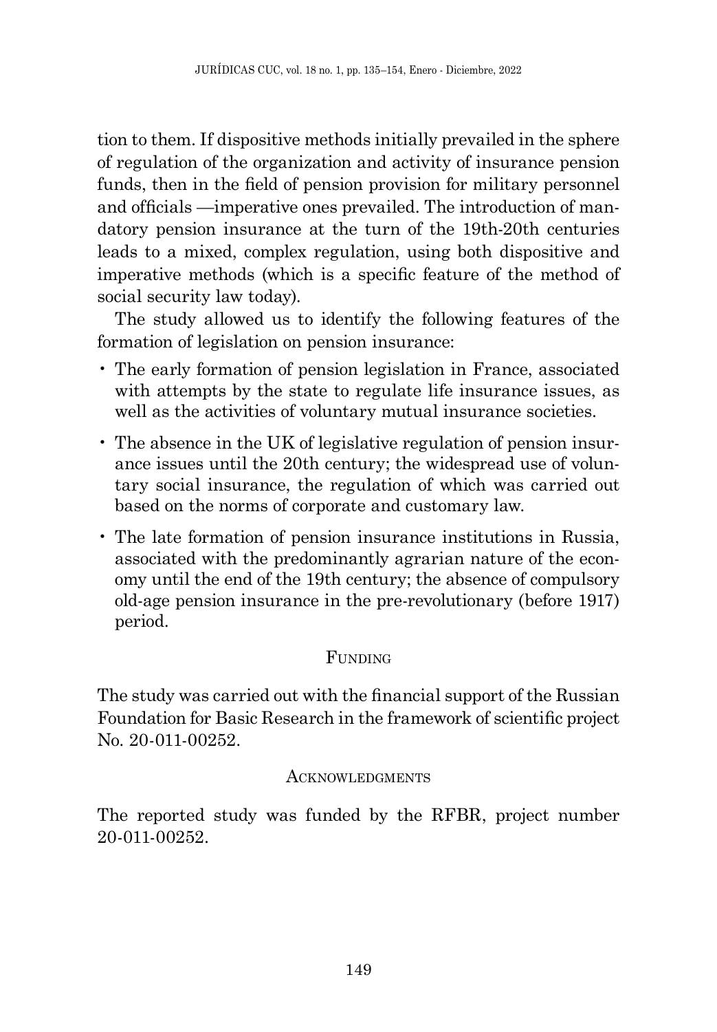tion to them. If dispositive methods initially prevailed in the sphere of regulation of the organization and activity of insurance pension funds, then in the field of pension provision for military personnel and officials —imperative ones prevailed. The introduction of mandatory pension insurance at the turn of the 19th-20th centuries leads to a mixed, complex regulation, using both dispositive and imperative methods (which is a specific feature of the method of social security law today).

The study allowed us to identify the following features of the formation of legislation on pension insurance:

- The early formation of pension legislation in France, associated with attempts by the state to regulate life insurance issues, as well as the activities of voluntary mutual insurance societies.
- The absence in the UK of legislative regulation of pension insurance issues until the 20th century; the widespread use of voluntary social insurance, the regulation of which was carried out based on the norms of corporate and customary law.
- The late formation of pension insurance institutions in Russia, associated with the predominantly agrarian nature of the economy until the end of the 19th century; the absence of compulsory old-age pension insurance in the pre-revolutionary (before 1917) period.

## Funding

The study was carried out with the financial support of the Russian Foundation for Basic Research in the framework of scientific project No. 20-011-00252.

## Acknowledgments

The reported study was funded by the RFBR, project number 20-011-00252.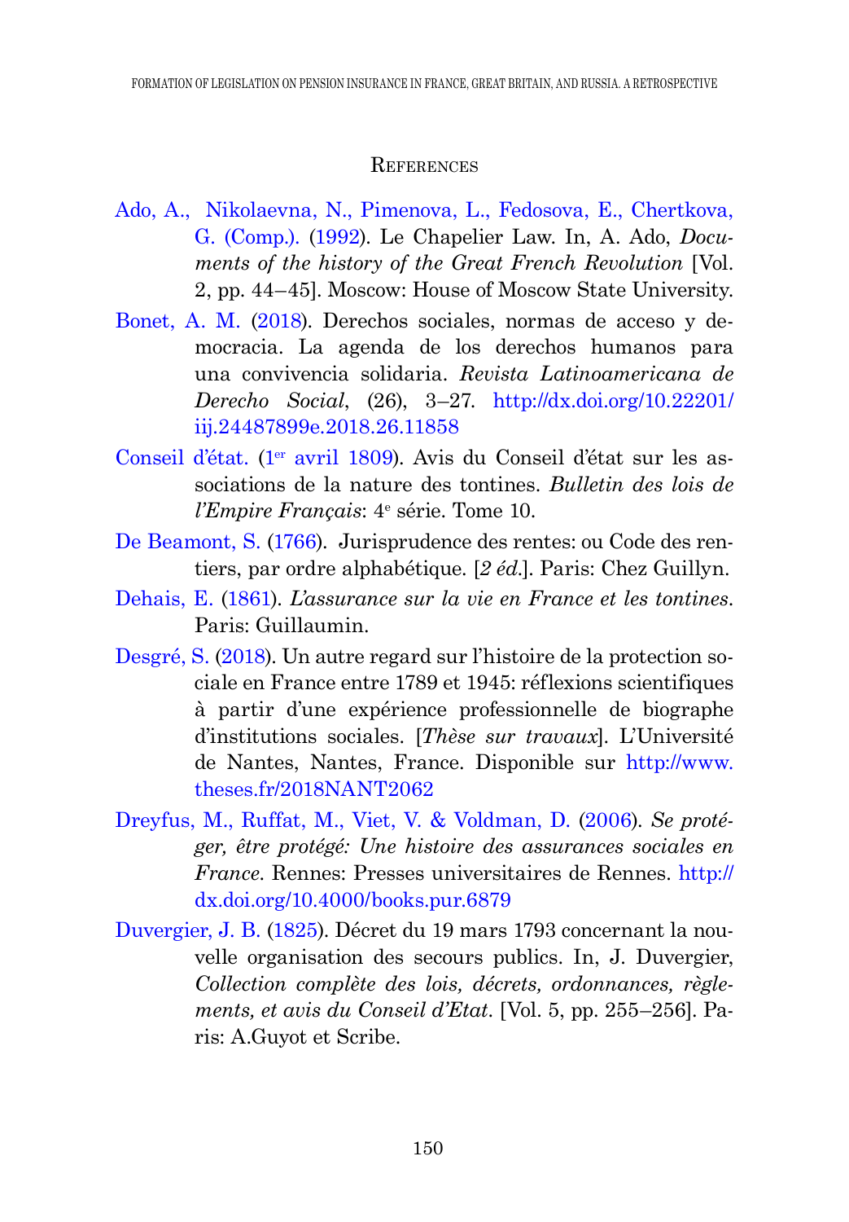## References

Ado, A., Nikolaevna, N., Pimenova, L., Fedosova, E., Chertkova, G. (Comp.). (1992). Le Chapelier Law. In, A. Ado, *Documents of the history of the Great French Revolution* [Vol. 2, pp. 44–45]. Moscow: House of Moscow State University.

Bonet, A. M. (2018). Derechos sociales, normas de acceso y democracia. La agenda de los derechos humanos para una convivencia solidaria. *Revista Latinoamericana de Derecho Social*, (26), 3–27. http://dx.doi.org/10.22201/iij.24487899e.2018.26.11858

Conseil d'état. (1er avril 1809). Avis du Conseil d'état sur les associations de la nature des tontines. *Bulletin des lois de l'Empire Français*: 4e série. Tome 10.

De Beamont, S. (1766). Jurisprudence des rentes: ou Code des rentiers, par ordre alphabétique. [*2 éd.*]. Paris: Chez Guillyn.

Dehais, E. (1861). *L'assurance sur la vie en France et les tontines*. Paris: Guillaumin.

Desgré, S. (2018). Un autre regard sur l'histoire de la protection sociale en France entre 1789 et 1945: réflexions scientifiques à partir d'une expérience professionnelle de biographe d'institutions sociales. [*Thèse sur travaux*]. L'Université de Nantes, Nantes, France. Disponible sur http://www.theses.fr/2018NANT2062

Dreyfus, M., Ruffat, M., Viet, V. & Voldman, D. (2006). *Se protéger, être protégé: Une histoire des assurances sociales en France*. Rennes: Presses universitaires de Rennes. http://dx.doi.org/10.4000/books.pur.6879

Duvergier, J. B. (1825). Décret du 19 mars 1793 concernant la nouvelle organisation des secours publics. In, J. Duvergier, *Collection complète des lois, décrets, ordonnances, règlements, et avis du Conseil d'Etat*. [Vol. 5, pp. 255–256]. Paris: A.Guyot et Scribe.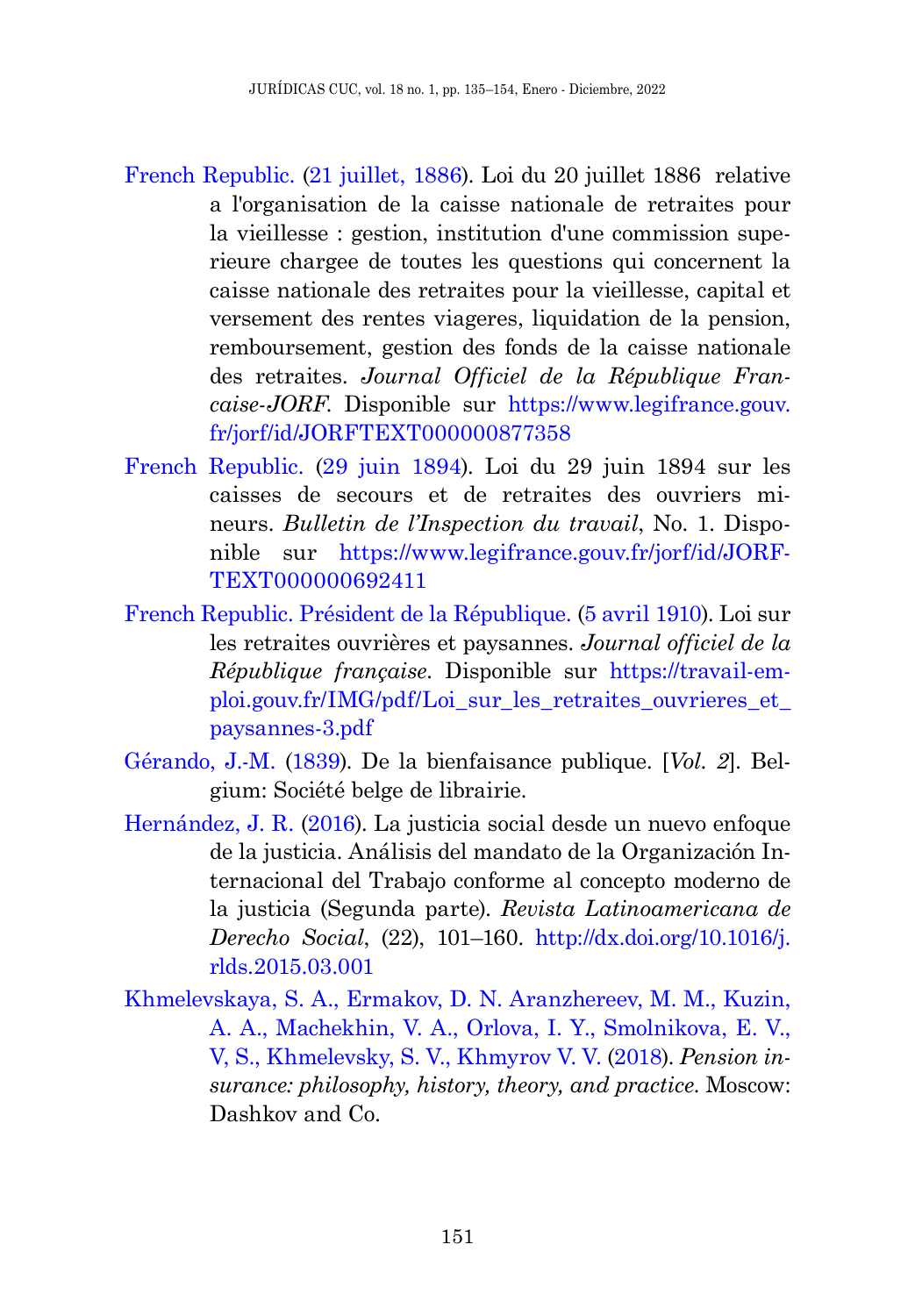French Republic. (21 juillet, 1886). Loi du 20 juillet 1886 relative a l'organisation de la caisse nationale de retraites pour la vieillesse : gestion, institution d'une commission superieure chargee de toutes les questions qui concernent la caisse nationale des retraites pour la vieillesse, capital et versement des rentes viageres, liquidation de la pension, remboursement, gestion des fonds de la caisse nationale des retraites. *Journal Officiel de la République Francaise-JORF*. Disponible sur https://www.legifrance.gouv.fr/jorf/id/JORFTEXT000000877358

French Republic. (29 juin 1894). Loi du 29 juin 1894 sur les caisses de secours et de retraites des ouvriers mineurs. *Bulletin de l'Inspection du travail*, No. 1. Disponible sur https://www.legifrance.gouv.fr/jorf/id/JORFTEXT000000692411

French Republic. Président de la République. (5 avril 1910). Loi sur les retraites ouvrières et paysannes. *Journal officiel de la République française*. Disponible sur https://travail-emploi.gouv.fr/IMG/pdf/Loi_sur_les_retraites_ouvrieres_et_paysannes-3.pdf

Gérando, J.-M. (1839). De la bienfaisance publique. [*Vol. 2*]. Belgium: Société belge de librairie.

Hernández, J. R. (2016). La justicia social desde un nuevo enfoque de la justicia. Análisis del mandato de la Organización Internacional del Trabajo conforme al concepto moderno de la justicia (Segunda parte). *Revista Latinoamericana de Derecho Social*, (22), 101–160. http://dx.doi.org/10.1016/j.rlds.2015.03.001

Khmelevskaya, S. A., Ermakov, D. N. Aranzhereev, M. M., Kuzin, A. A., Machekhin, V. A., Orlova, I. Y., Smolnikova, E. V., V, S., Khmelevsky, S. V., Khmyrov V. V. (2018). *Pension insurance: philosophy, history, theory, and practice.* Moscow: Dashkov and Co.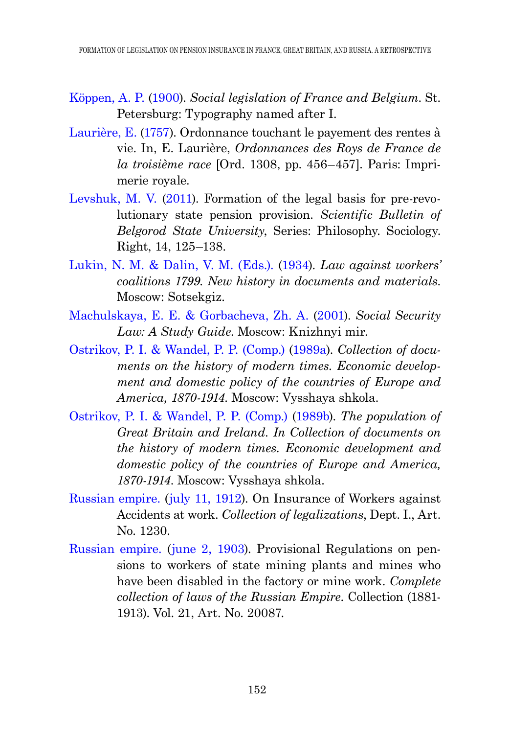Köppen, A. P. (1900). *Social legislation of France and Belgium*. St. Petersburg: Typography named after I.

Laurière, E. (1757). Ordonnance touchant le payement des rentes à vie. In, E. Laurière, *Ordonnances des Roys de France de la troisième race* [Ord. 1308, pp. 456–457]. Paris: Imprimerie royale.

Levshuk, M. V. (2011). Formation of the legal basis for pre-revolutionary state pension provision. *Scientific Bulletin of Belgorod State University*, Series: Philosophy. Sociology. Right, 14, 125–138.

Lukin, N. M. & Dalin, V. M. (Eds.). (1934). *Law against workers' coalitions 1799. New history in documents and materials*. Moscow: Sotsekgiz.

Machulskaya, E. E. & Gorbacheva, Zh. A. (2001). *Social Security Law: A Study Guide*. Moscow: Knizhnyi mir.

Ostrikov, P. I. & Wandel, P. P. (Comp.) (1989a). *Collection of documents on the history of modern times. Economic development and domestic policy of the countries of Europe and America, 1870-1914*. Moscow: Vysshaya shkola.

Ostrikov, P. I. & Wandel, P. P. (Comp.) (1989b). *The population of Great Britain and Ireland. In Collection of documents on the history of modern times. Economic development and domestic policy of the countries of Europe and America, 1870-1914*. Moscow: Vysshaya shkola.

Russian empire. (july 11, 1912). On Insurance of Workers against Accidents at work. *Collection of legalizations*, Dept. I., Art. No. 1230.

Russian empire. (june 2, 1903). Provisional Regulations on pensions to workers of state mining plants and mines who have been disabled in the factory or mine work. *Complete collection of laws of the Russian Empire*. Collection (1881-1913). Vol. 21, Art. No. 20087.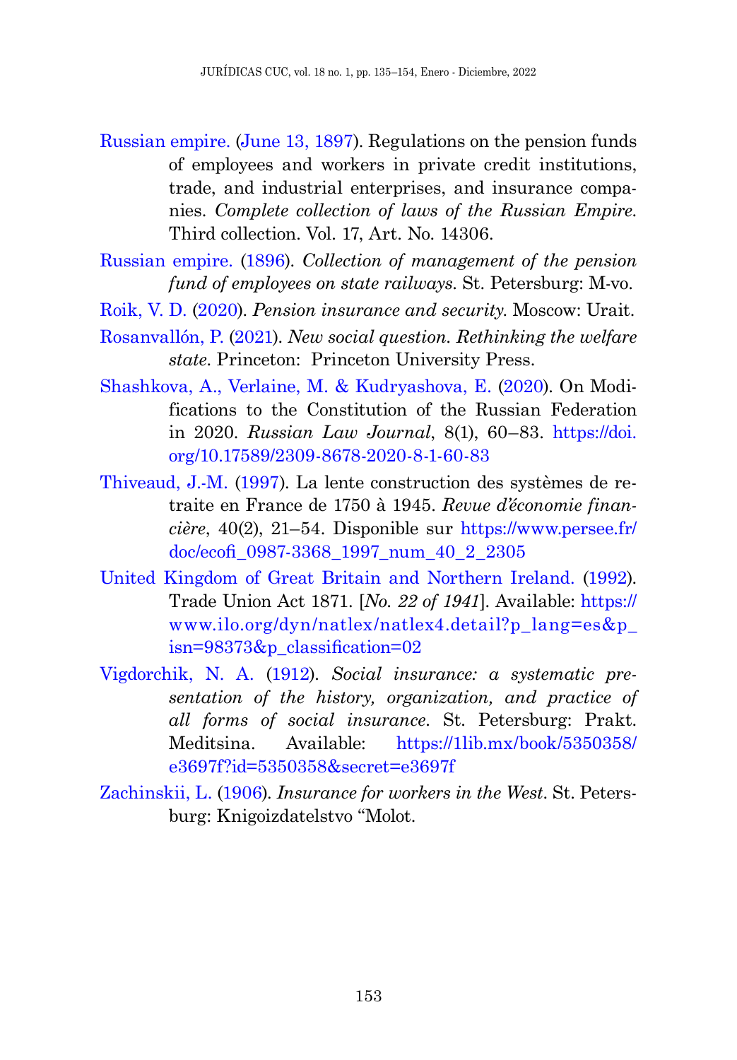Russian empire. (June 13, 1897). Regulations on the pension funds of employees and workers in private credit institutions, trade, and industrial enterprises, and insurance companies. *Complete collection of laws of the Russian Empire.* Third collection. Vol. 17, Art. No. 14306.

Russian empire. (1896). *Collection of management of the pension fund of employees on state railways.* St. Petersburg: M-vo.

Roik, V. D. (2020). *Pension insurance and security.* Moscow: Urait.

Rosanvallón, P. (2021). *New social question. Rethinking the welfare state.* Princeton: Princeton University Press.

Shashkova, A., Verlaine, M. & Kudryashova, E. (2020). On Modifications to the Constitution of the Russian Federation in 2020. *Russian Law Journal*, 8(1), 60–83. https://doi.org/10.17589/2309-8678-2020-8-1-60-83

Thiveaud, J.-M. (1997). La lente construction des systèmes de retraite en France de 1750 à 1945. *Revue d'économie financière*, 40(2), 21–54. Disponible sur https://www.persee.fr/doc/ecofi_0987-3368_1997_num_40_2_2305

United Kingdom of Great Britain and Northern Ireland. (1992). Trade Union Act 1871. [*No. 22 of 1941*]. Available: https://www.ilo.org/dyn/natlex/natlex4.detail?p_lang=es&p_isn=98373&p_classification=02

Vigdorchik, N. A. (1912). *Social insurance: a systematic presentation of the history, organization, and practice of all forms of social insurance.* St. Petersburg: Prakt. Meditsina. Available: https://1lib.mx/book/5350358/e3697f?id=5350358&secret=e3697f

Zachinskii, L. (1906). *Insurance for workers in the West*. St. Petersburg: Knigoizdatelstvo "Molot.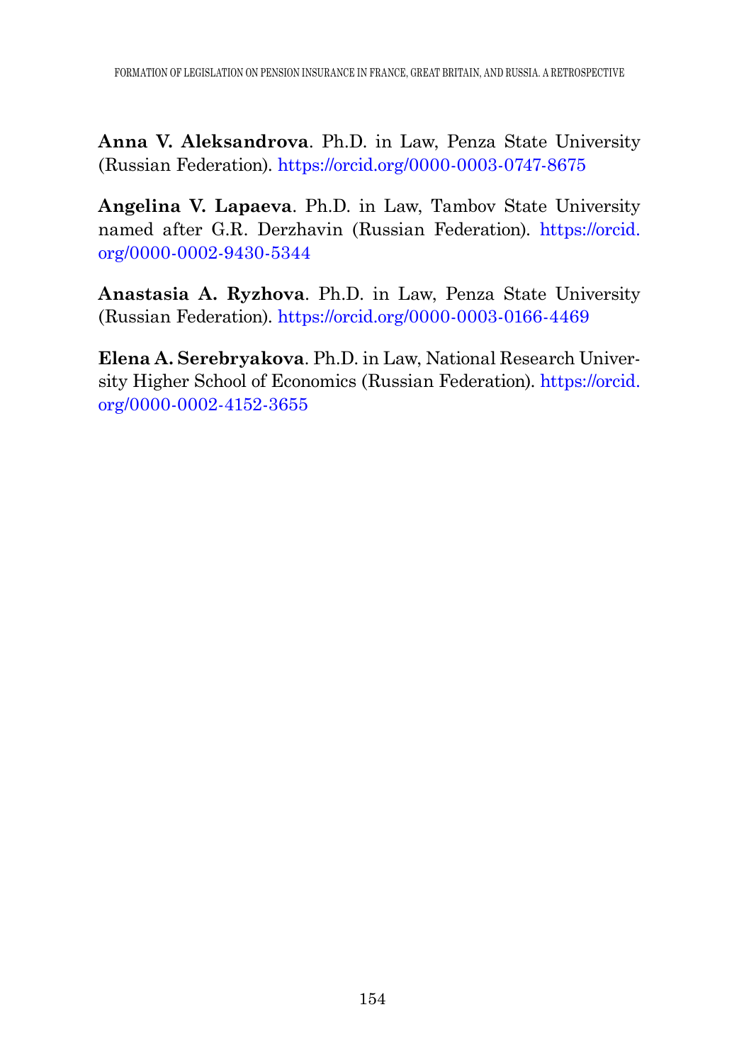**Anna V. Aleksandrova**. Ph.D. in Law, Penza State University (Russian Federation). https://orcid.org/0000-0003-0747-8675

**Angelina V. Lapaeva**. Ph.D. in Law, Tambov State University named after G.R. Derzhavin (Russian Federation). https://orcid.org/0000-0002-9430-5344

**Anastasia A. Ryzhova**. Ph.D. in Law, Penza State University (Russian Federation). https://orcid.org/0000-0003-0166-4469

**Elena A. Serebryakova**. Ph.D. in Law, National Research University Higher School of Economics (Russian Federation). https://orcid.org/0000-0002-4152-3655